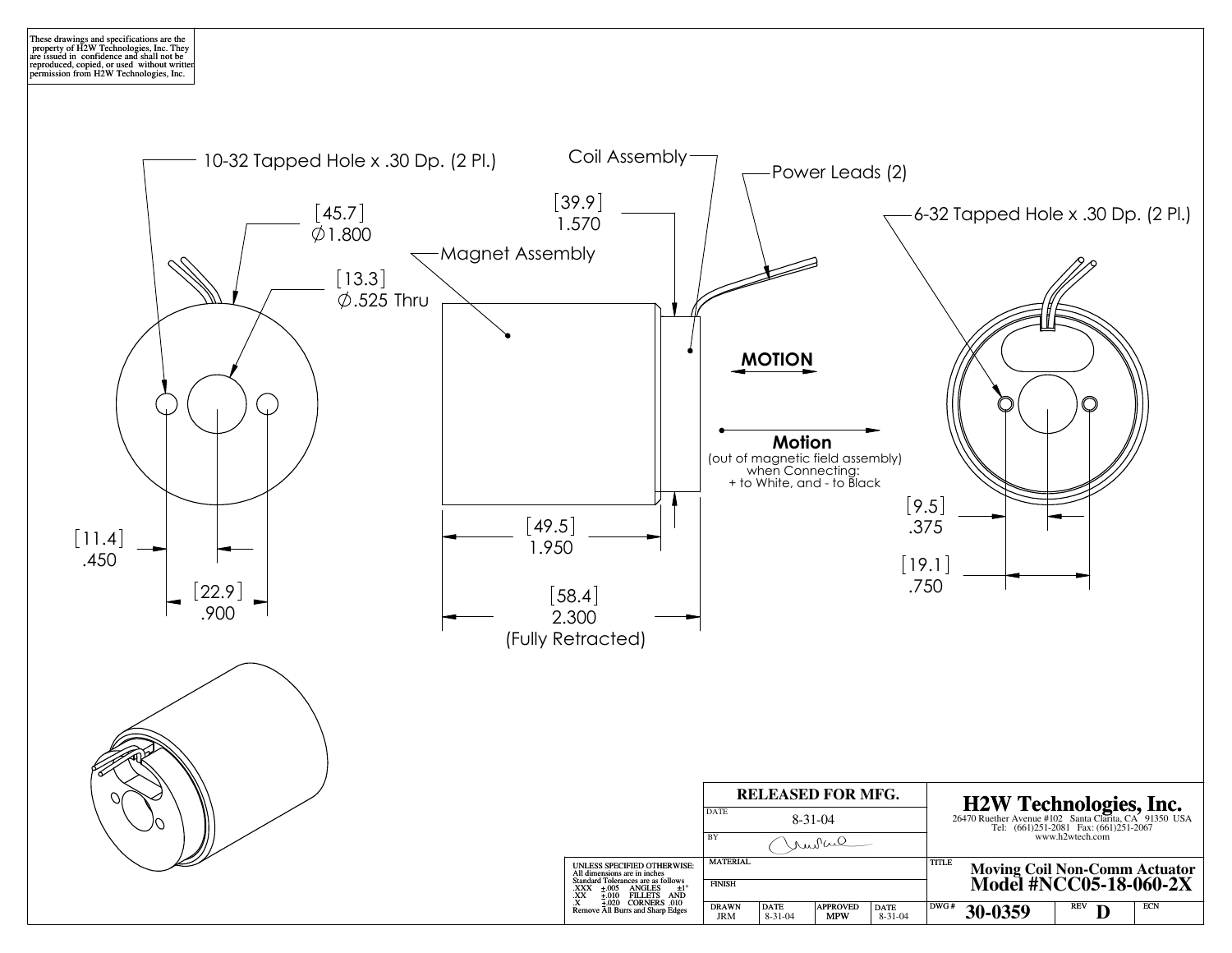These drawings and specifications are the property of H2W Technologies, Inc. They are issued in confidence and shall not be reproduced, copied, or used without written permission from H2W Technologies, Inc.

10-32 Tapped Hole x .30 Dp. (2 Pl.)

[45.7] Ø1.800

[13.3] Ø.525 Thru

[11.4] .450

[22.9] .900

Coil Assembly

Power Leads (2)

[39.9] 1.570

Magnet Assembly

[49.5] 1.950

[58.4] 2.300 (Fully Retracted)

**MOTION**

**Motion**
(out of magnetic field assembly) when Connecting:
+ to White, and - to Black

6-32 Tapped Hole x .30 Dp. (2 Pl.)

[9.5] .375

[19.1] .750

UNLESS SPECIFIED OTHERWISE:
All dimensions are in inches
Standard Tolerances are as follows

| | | | |
|---|---|---|---|
| .XXX | ±.005 | ANGLES | ±1° |
| .XX | ±.010 | FILLETS AND | |
| .X | ±.020 | CORNERS | .010 |

Remove All Burrs and Sharp Edges

| RELEASED FOR MFG. | | | |
|---|---|---|---|
| DATE | 8-31-04 | | |
| BY | | | |
| MATERIAL | | | |
| FINISH | | | |
| DRAWN JRM | DATE 8-31-04 | APPROVED MPW | DATE 8-31-04 |

**H2W Technologies, Inc.**
26470 Ruether Avenue #102 Santa Clarita, CA 91350 USA
Tel: (661)251-2081 Fax: (661)251-2067
www.h2wtech.com

TITLE **Moving Coil Non-Comm Actuator Model #NCC05-18-060-2X**

| DWG # | REV | ECN |
|---|---|---|
| 30-0359 | D | |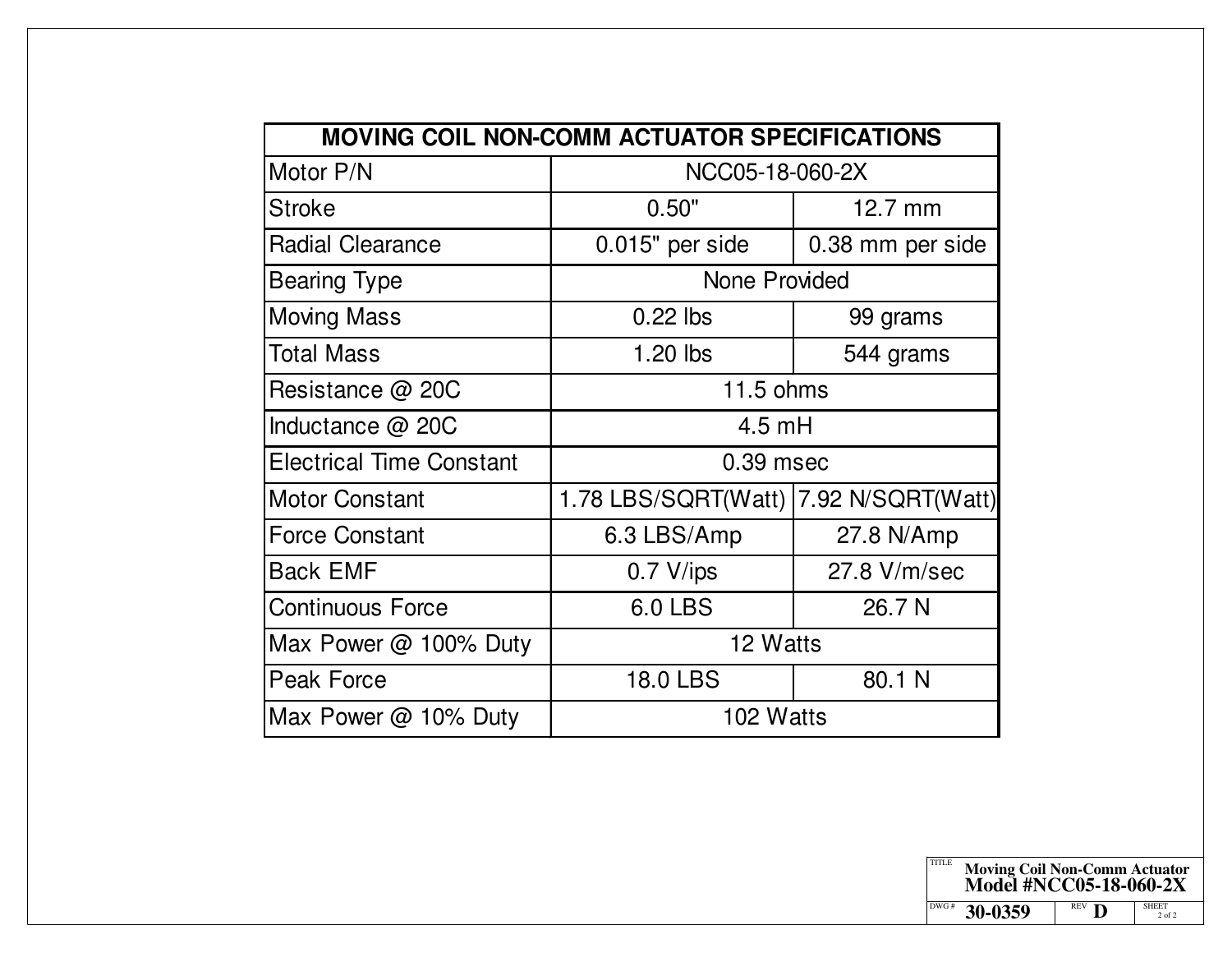| MOVING COIL NON-COMM ACTUATOR SPECIFICATIONS | | |
|---|---|---|
| Motor P/N | NCC05-18-060-2X | |
| Stroke | 0.50" | 12.7 mm |
| Radial Clearance | 0.015" per side | 0.38 mm per side |
| Bearing Type | None Provided | |
| Moving Mass | 0.22 lbs | 99 grams |
| Total Mass | 1.20 lbs | 544 grams |
| Resistance @ 20C | 11.5 ohms | |
| Inductance @ 20C | 4.5 mH | |
| Electrical Time Constant | 0.39 msec | |
| Motor Constant | 1.78 LBS/SQRT(Watt) | 7.92 N/SQRT(Watt) |
| Force Constant | 6.3 LBS/Amp | 27.8 N/Amp |
| Back EMF | 0.7 V/ips | 27.8 V/m/sec |
| Continuous Force | 6.0 LBS | 26.7 N |
| Max Power @ 100% Duty | 12 Watts | |
| Peak Force | 18.0 LBS | 80.1 N |
| Max Power @ 10% Duty | 102 Watts | |

TITLE **Moving Coil Non-Comm Actuator Model #NCC05-18-060-2X**

DWG # **30-0359** REV **D**